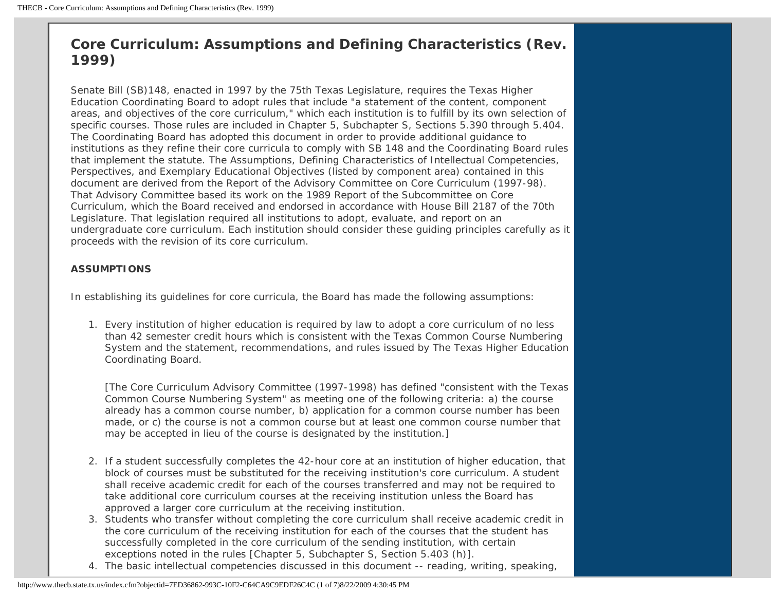# Core Curriculum: Assumptions and Defining Characteristics (Rev. 1999)

Senate Bill (SB)148, enacted in 1997 by the 75th Texas Legislature, requires the Texas Higher Education Coordinating Board to adopt rules that include "a statement of the content, component areas, and objectives of the core curriculum," which each institution is to fulfill by its own selection of specific courses. Those rules are included in Chapter 5, Subchapter S, Sections 5.390 through 5.404. The Coordinating Board has adopted this document in order to provide additional guidance to institutions as they refine their core curricula to comply with SB 148 and the Coordinating Board rules that implement the statute. The Assumptions, Defining Characteristics of Intellectual Competencies, Perspectives, and Exemplary Educational Objectives (listed by component area) contained in this document are derived from the Report of the Advisory Committee on Core Curriculum (1997-98). That Advisory Committee based its work on the 1989 Report of the Subcommittee on Core Curriculum, which the Board received and endorsed in accordance with House Bill 2187 of the 70th Legislature. That legislation required all institutions to adopt, evaluate, and report on an undergraduate core curriculum. Each institution should consider these guiding principles carefully as it proceeds with the revision of its core curriculum.

### ASSUMPTIONS

In establishing its guidelines for core curricula, the Board has made the following assumptions:

1. Every institution of higher education is required by law to adopt a core curriculum of no less than 42 semester credit hours which is consistent with the Texas Common Course Numbering System and the statement, recommendations, and rules issued by The Texas Higher Education Coordinating Board.

   [The Core Curriculum Advisory Committee (1997-1998) has defined "consistent with the Texas Common Course Numbering System" as meeting one of the following criteria: a) the course already has a common course number, b) application for a common course number has been made, or c) the course is not a common course but at least one common course number that may be accepted in lieu of the course is designated by the institution.]

2. If a student successfully completes the 42-hour core at an institution of higher education, that block of courses must be substituted for the receiving institution's core curriculum. A student shall receive academic credit for each of the courses transferred and may not be required to take additional core curriculum courses at the receiving institution unless the Board has approved a larger core curriculum at the receiving institution.
3. Students who transfer without completing the core curriculum shall receive academic credit in the core curriculum of the receiving institution for each of the courses that the student has successfully completed in the core curriculum of the sending institution, with certain exceptions noted in the rules [Chapter 5, Subchapter S, Section 5.403 (h)].
4. The basic intellectual competencies discussed in this document -- reading, writing, speaking,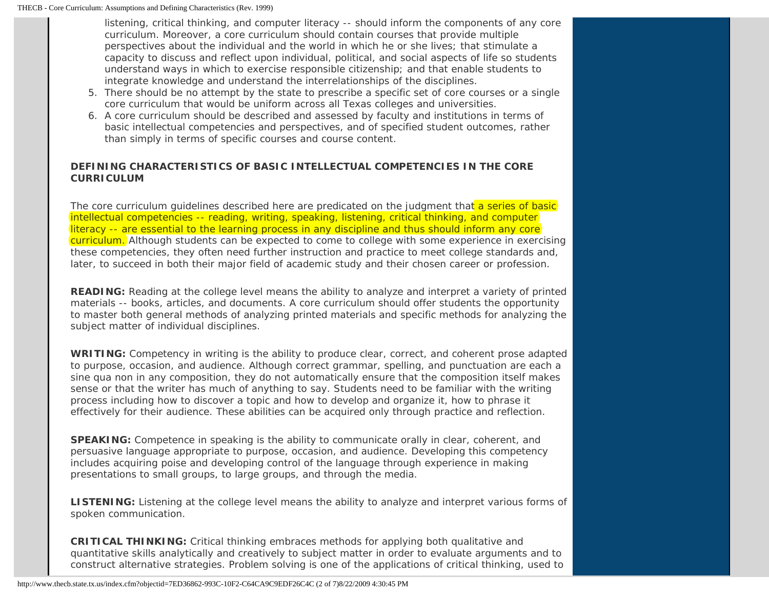listening, critical thinking, and computer literacy -- should inform the components of any core curriculum. Moreover, a core curriculum should contain courses that provide multiple perspectives about the individual and the world in which he or she lives; that stimulate a capacity to discuss and reflect upon individual, political, and social aspects of life so students understand ways in which to exercise responsible citizenship; and that enable students to integrate knowledge and understand the interrelationships of the disciplines.

5. There should be no attempt by the state to prescribe a specific set of core courses or a single core curriculum that would be uniform across all Texas colleges and universities.
6. A core curriculum should be described and assessed by faculty and institutions in terms of basic intellectual competencies and perspectives, and of specified student outcomes, rather than simply in terms of specific courses and course content.

**DEFINING CHARACTERISTICS OF BASIC INTELLECTUAL COMPETENCIES IN THE CORE CURRICULUM**

The core curriculum guidelines described here are predicated on the judgment that a series of basic intellectual competencies -- reading, writing, speaking, listening, critical thinking, and computer literacy -- are essential to the learning process in any discipline and thus should inform any core curriculum. Although students can be expected to come to college with some experience in exercising these competencies, they often need further instruction and practice to meet college standards and, later, to succeed in both their major field of academic study and their chosen career or profession.

**READING:** Reading at the college level means the ability to analyze and interpret a variety of printed materials -- books, articles, and documents. A core curriculum should offer students the opportunity to master both general methods of analyzing printed materials and specific methods for analyzing the subject matter of individual disciplines.

**WRITING:** Competency in writing is the ability to produce clear, correct, and coherent prose adapted to purpose, occasion, and audience. Although correct grammar, spelling, and punctuation are each a sine qua non in any composition, they do not automatically ensure that the composition itself makes sense or that the writer has much of anything to say. Students need to be familiar with the writing process including how to discover a topic and how to develop and organize it, how to phrase it effectively for their audience. These abilities can be acquired only through practice and reflection.

**SPEAKING:** Competence in speaking is the ability to communicate orally in clear, coherent, and persuasive language appropriate to purpose, occasion, and audience. Developing this competency includes acquiring poise and developing control of the language through experience in making presentations to small groups, to large groups, and through the media.

**LISTENING:** Listening at the college level means the ability to analyze and interpret various forms of spoken communication.

**CRITICAL THINKING:** Critical thinking embraces methods for applying both qualitative and quantitative skills analytically and creatively to subject matter in order to evaluate arguments and to construct alternative strategies. Problem solving is one of the applications of critical thinking, used to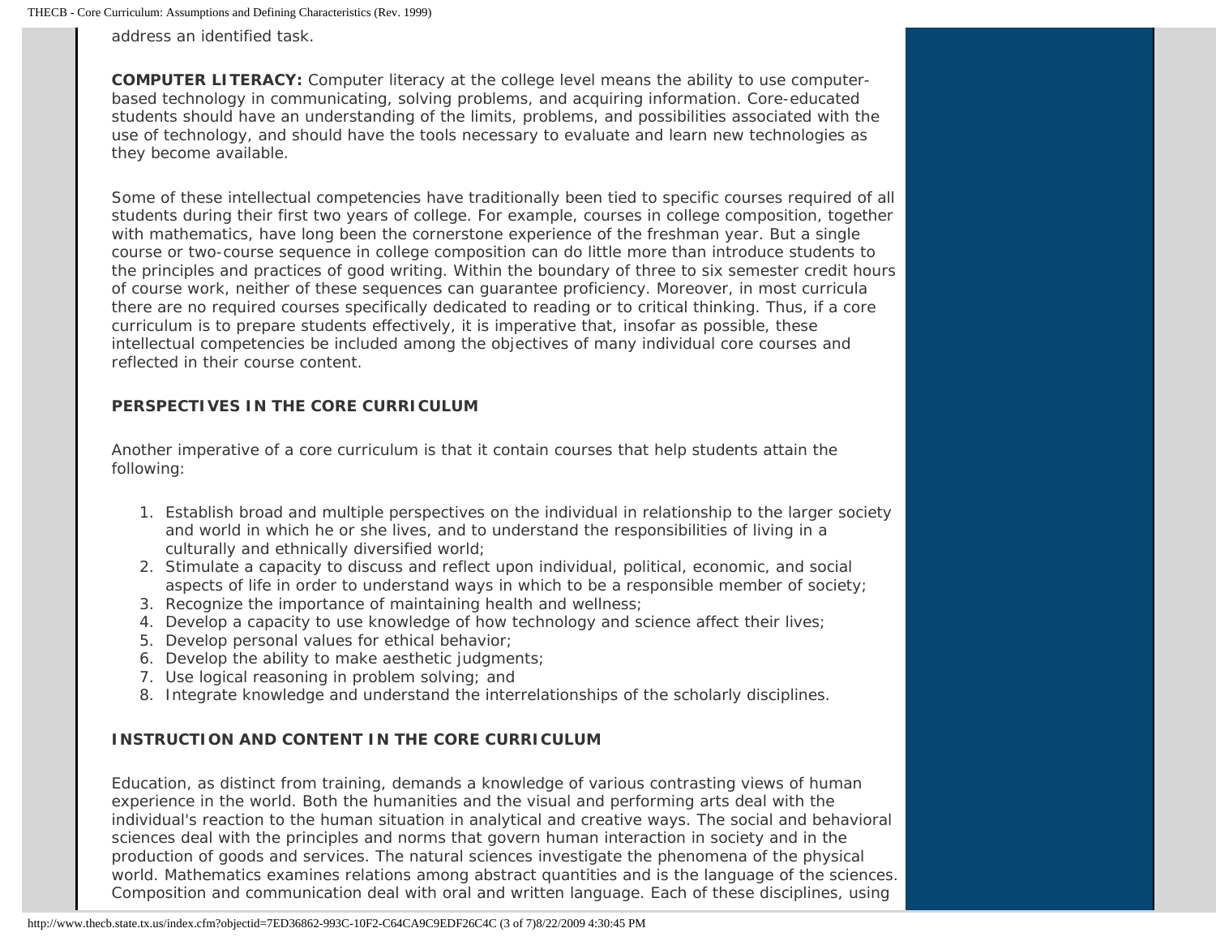address an identified task.

**COMPUTER LITERACY:** Computer literacy at the college level means the ability to use computer-based technology in communicating, solving problems, and acquiring information. Core-educated students should have an understanding of the limits, problems, and possibilities associated with the use of technology, and should have the tools necessary to evaluate and learn new technologies as they become available.

Some of these intellectual competencies have traditionally been tied to specific courses required of all students during their first two years of college. For example, courses in college composition, together with mathematics, have long been the cornerstone experience of the freshman year. But a single course or two-course sequence in college composition can do little more than introduce students to the principles and practices of good writing. Within the boundary of three to six semester credit hours of course work, neither of these sequences can guarantee proficiency. Moreover, in most curricula there are no required courses specifically dedicated to reading or to critical thinking. Thus, if a core curriculum is to prepare students effectively, it is imperative that, insofar as possible, these intellectual competencies be included among the objectives of many individual core courses and reflected in their course content.

### PERSPECTIVES IN THE CORE CURRICULUM

Another imperative of a core curriculum is that it contain courses that help students attain the following:

1. Establish broad and multiple perspectives on the individual in relationship to the larger society and world in which he or she lives, and to understand the responsibilities of living in a culturally and ethnically diversified world;
2. Stimulate a capacity to discuss and reflect upon individual, political, economic, and social aspects of life in order to understand ways in which to be a responsible member of society;
3. Recognize the importance of maintaining health and wellness;
4. Develop a capacity to use knowledge of how technology and science affect their lives;
5. Develop personal values for ethical behavior;
6. Develop the ability to make aesthetic judgments;
7. Use logical reasoning in problem solving; and
8. Integrate knowledge and understand the interrelationships of the scholarly disciplines.

### INSTRUCTION AND CONTENT IN THE CORE CURRICULUM

Education, as distinct from training, demands a knowledge of various contrasting views of human experience in the world. Both the humanities and the visual and performing arts deal with the individual's reaction to the human situation in analytical and creative ways. The social and behavioral sciences deal with the principles and norms that govern human interaction in society and in the production of goods and services. The natural sciences investigate the phenomena of the physical world. Mathematics examines relations among abstract quantities and is the language of the sciences. Composition and communication deal with oral and written language. Each of these disciplines, using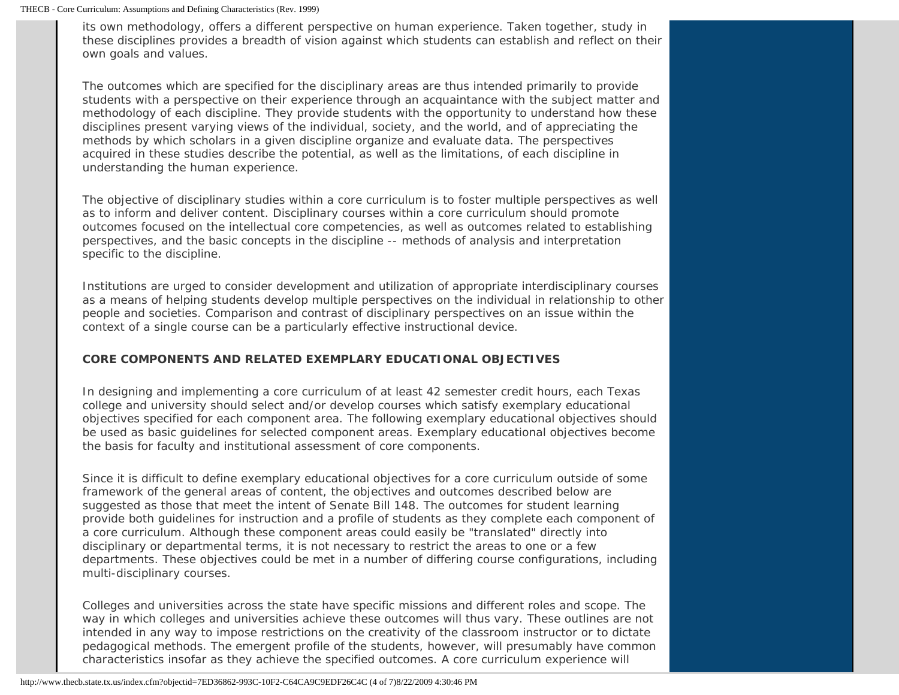its own methodology, offers a different perspective on human experience. Taken together, study in these disciplines provides a breadth of vision against which students can establish and reflect on their own goals and values.

The outcomes which are specified for the disciplinary areas are thus intended primarily to provide students with a perspective on their experience through an acquaintance with the subject matter and methodology of each discipline. They provide students with the opportunity to understand how these disciplines present varying views of the individual, society, and the world, and of appreciating the methods by which scholars in a given discipline organize and evaluate data. The perspectives acquired in these studies describe the potential, as well as the limitations, of each discipline in understanding the human experience.

The objective of disciplinary studies within a core curriculum is to foster multiple perspectives as well as to inform and deliver content. Disciplinary courses within a core curriculum should promote outcomes focused on the intellectual core competencies, as well as outcomes related to establishing perspectives, and the basic concepts in the discipline -- methods of analysis and interpretation specific to the discipline.

Institutions are urged to consider development and utilization of appropriate interdisciplinary courses as a means of helping students develop multiple perspectives on the individual in relationship to other people and societies. Comparison and contrast of disciplinary perspectives on an issue within the context of a single course can be a particularly effective instructional device.

**CORE COMPONENTS AND RELATED EXEMPLARY EDUCATIONAL OBJECTIVES**

In designing and implementing a core curriculum of at least 42 semester credit hours, each Texas college and university should select and/or develop courses which satisfy exemplary educational objectives specified for each component area. The following exemplary educational objectives should be used as basic guidelines for selected component areas. Exemplary educational objectives become the basis for faculty and institutional assessment of core components.

Since it is difficult to define exemplary educational objectives for a core curriculum outside of some framework of the general areas of content, the objectives and outcomes described below are suggested as those that meet the intent of Senate Bill 148. The outcomes for student learning provide both guidelines for instruction and a profile of students as they complete each component of a core curriculum. Although these component areas could easily be "translated" directly into disciplinary or departmental terms, it is not necessary to restrict the areas to one or a few departments. These objectives could be met in a number of differing course configurations, including multi-disciplinary courses.

Colleges and universities across the state have specific missions and different roles and scope. The way in which colleges and universities achieve these outcomes will thus vary. These outlines are not intended in any way to impose restrictions on the creativity of the classroom instructor or to dictate pedagogical methods. The emergent profile of the students, however, will presumably have common characteristics insofar as they achieve the specified outcomes. A core curriculum experience will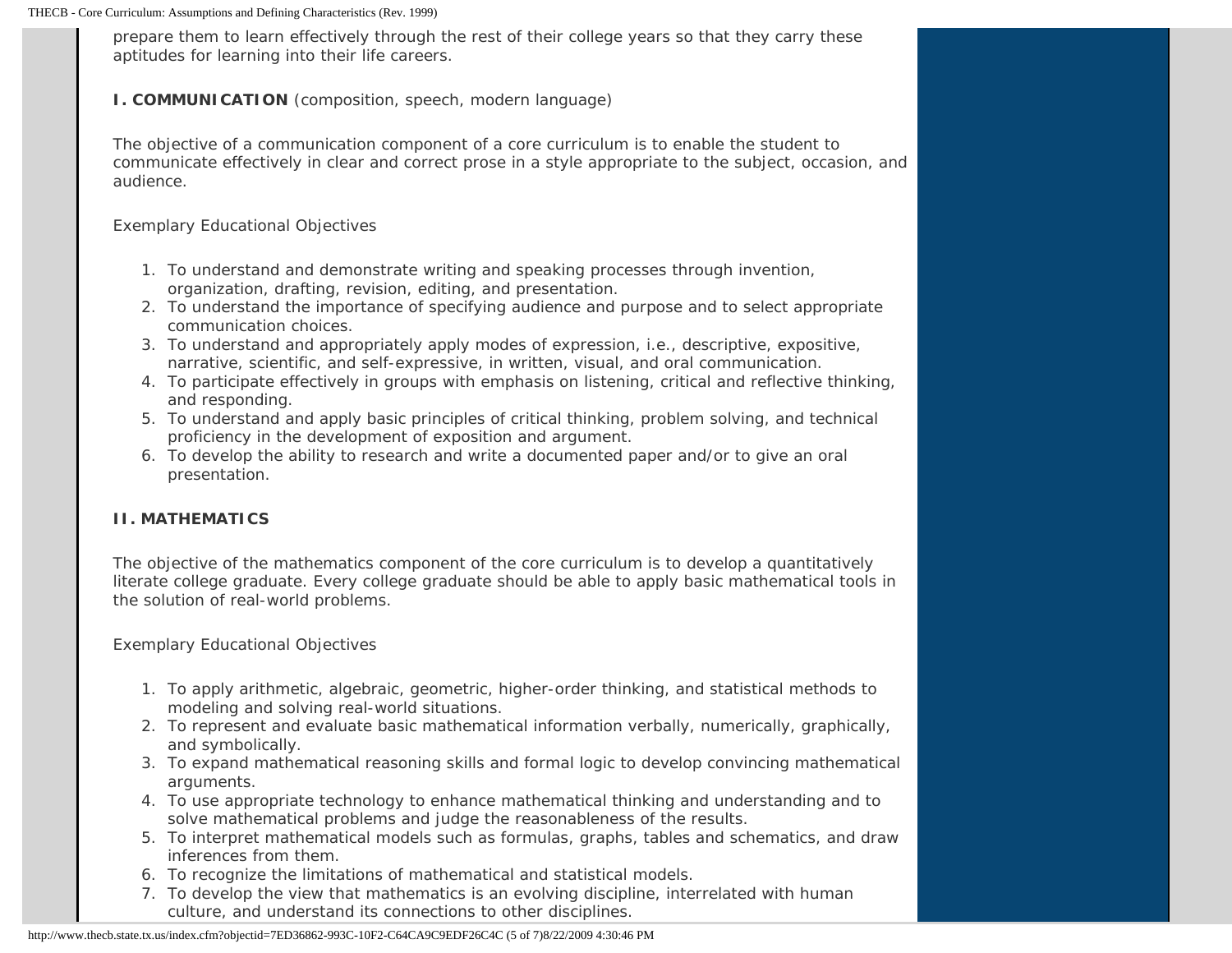prepare them to learn effectively through the rest of their college years so that they carry these aptitudes for learning into their life careers.

**I. COMMUNICATION** (composition, speech, modern language)

The objective of a communication component of a core curriculum is to enable the student to communicate effectively in clear and correct prose in a style appropriate to the subject, occasion, and audience.

Exemplary Educational Objectives

1. To understand and demonstrate writing and speaking processes through invention, organization, drafting, revision, editing, and presentation.
2. To understand the importance of specifying audience and purpose and to select appropriate communication choices.
3. To understand and appropriately apply modes of expression, i.e., descriptive, expositive, narrative, scientific, and self-expressive, in written, visual, and oral communication.
4. To participate effectively in groups with emphasis on listening, critical and reflective thinking, and responding.
5. To understand and apply basic principles of critical thinking, problem solving, and technical proficiency in the development of exposition and argument.
6. To develop the ability to research and write a documented paper and/or to give an oral presentation.

**II. MATHEMATICS**

The objective of the mathematics component of the core curriculum is to develop a quantitatively literate college graduate. Every college graduate should be able to apply basic mathematical tools in the solution of real-world problems.

Exemplary Educational Objectives

1. To apply arithmetic, algebraic, geometric, higher-order thinking, and statistical methods to modeling and solving real-world situations.
2. To represent and evaluate basic mathematical information verbally, numerically, graphically, and symbolically.
3. To expand mathematical reasoning skills and formal logic to develop convincing mathematical arguments.
4. To use appropriate technology to enhance mathematical thinking and understanding and to solve mathematical problems and judge the reasonableness of the results.
5. To interpret mathematical models such as formulas, graphs, tables and schematics, and draw inferences from them.
6. To recognize the limitations of mathematical and statistical models.
7. To develop the view that mathematics is an evolving discipline, interrelated with human culture, and understand its connections to other disciplines.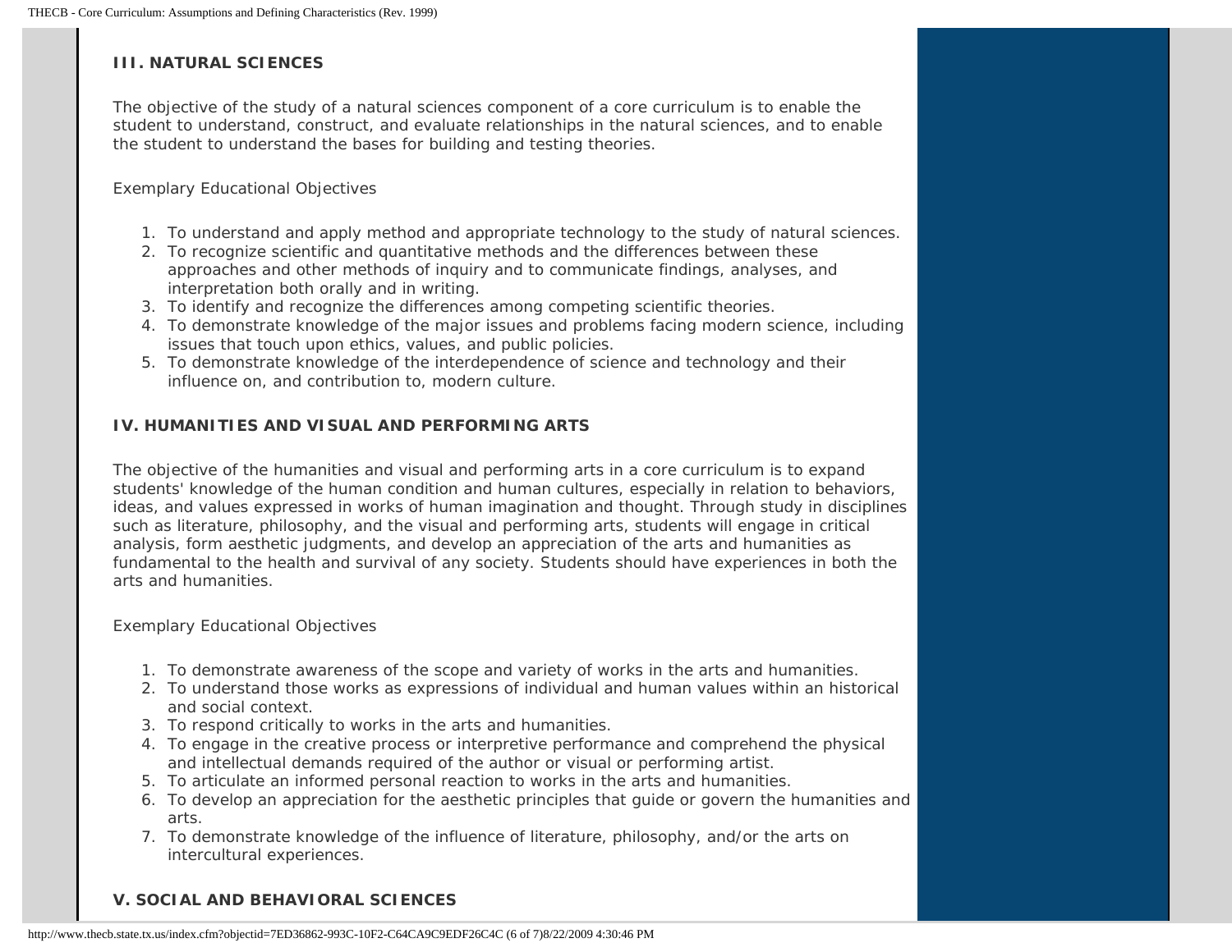### III. NATURAL SCIENCES

The objective of the study of a natural sciences component of a core curriculum is to enable the student to understand, construct, and evaluate relationships in the natural sciences, and to enable the student to understand the bases for building and testing theories.

Exemplary Educational Objectives

1. To understand and apply method and appropriate technology to the study of natural sciences.
2. To recognize scientific and quantitative methods and the differences between these approaches and other methods of inquiry and to communicate findings, analyses, and interpretation both orally and in writing.
3. To identify and recognize the differences among competing scientific theories.
4. To demonstrate knowledge of the major issues and problems facing modern science, including issues that touch upon ethics, values, and public policies.
5. To demonstrate knowledge of the interdependence of science and technology and their influence on, and contribution to, modern culture.

### IV. HUMANITIES AND VISUAL AND PERFORMING ARTS

The objective of the humanities and visual and performing arts in a core curriculum is to expand students' knowledge of the human condition and human cultures, especially in relation to behaviors, ideas, and values expressed in works of human imagination and thought. Through study in disciplines such as literature, philosophy, and the visual and performing arts, students will engage in critical analysis, form aesthetic judgments, and develop an appreciation of the arts and humanities as fundamental to the health and survival of any society. Students should have experiences in both the arts and humanities.

Exemplary Educational Objectives

1. To demonstrate awareness of the scope and variety of works in the arts and humanities.
2. To understand those works as expressions of individual and human values within an historical and social context.
3. To respond critically to works in the arts and humanities.
4. To engage in the creative process or interpretive performance and comprehend the physical and intellectual demands required of the author or visual or performing artist.
5. To articulate an informed personal reaction to works in the arts and humanities.
6. To develop an appreciation for the aesthetic principles that guide or govern the humanities and arts.
7. To demonstrate knowledge of the influence of literature, philosophy, and/or the arts on intercultural experiences.

### V. SOCIAL AND BEHAVIORAL SCIENCES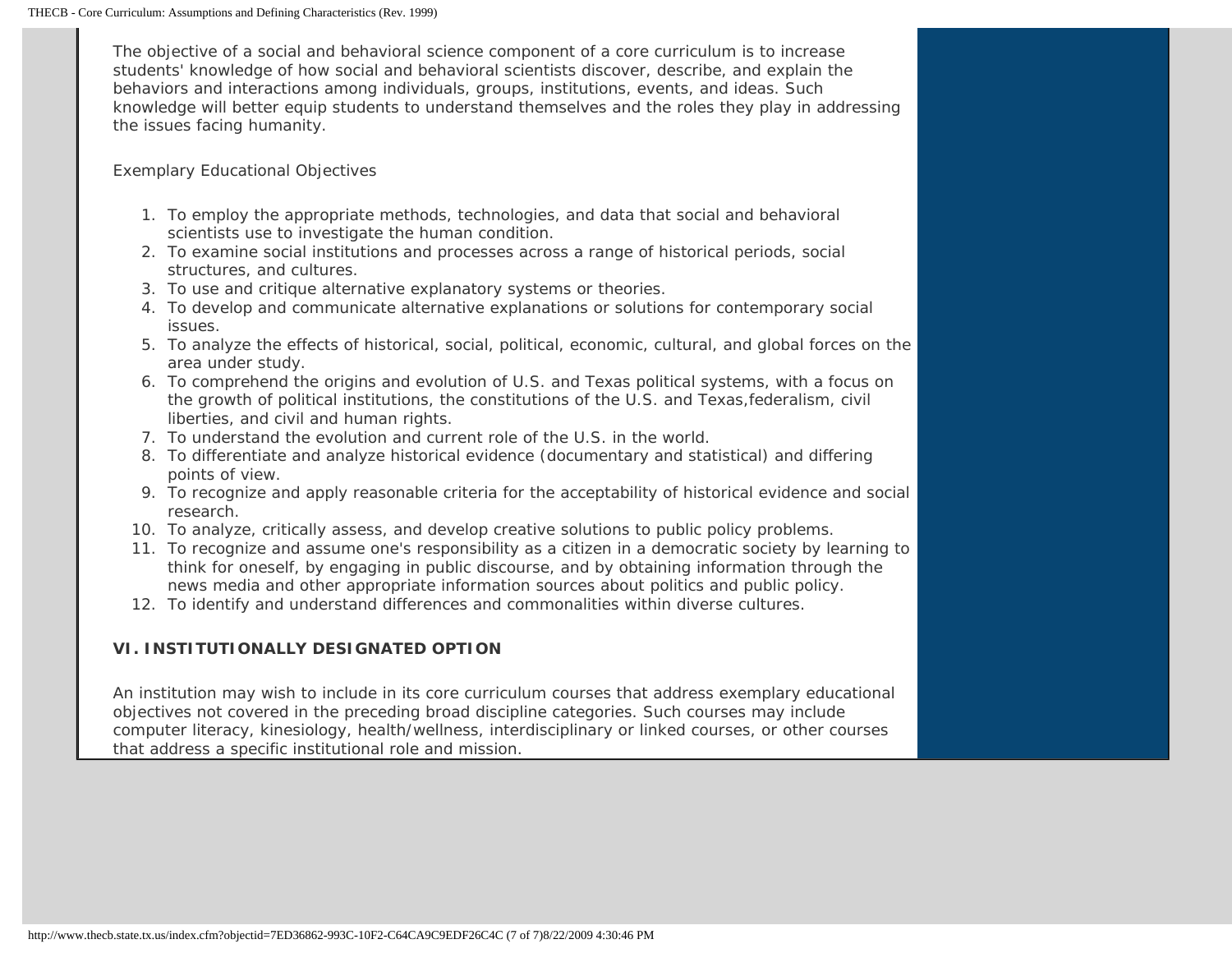The objective of a social and behavioral science component of a core curriculum is to increase students' knowledge of how social and behavioral scientists discover, describe, and explain the behaviors and interactions among individuals, groups, institutions, events, and ideas. Such knowledge will better equip students to understand themselves and the roles they play in addressing the issues facing humanity.

Exemplary Educational Objectives

1. To employ the appropriate methods, technologies, and data that social and behavioral scientists use to investigate the human condition.
2. To examine social institutions and processes across a range of historical periods, social structures, and cultures.
3. To use and critique alternative explanatory systems or theories.
4. To develop and communicate alternative explanations or solutions for contemporary social issues.
5. To analyze the effects of historical, social, political, economic, cultural, and global forces on the area under study.
6. To comprehend the origins and evolution of U.S. and Texas political systems, with a focus on the growth of political institutions, the constitutions of the U.S. and Texas,federalism, civil liberties, and civil and human rights.
7. To understand the evolution and current role of the U.S. in the world.
8. To differentiate and analyze historical evidence (documentary and statistical) and differing points of view.
9. To recognize and apply reasonable criteria for the acceptability of historical evidence and social research.
10. To analyze, critically assess, and develop creative solutions to public policy problems.
11. To recognize and assume one's responsibility as a citizen in a democratic society by learning to think for oneself, by engaging in public discourse, and by obtaining information through the news media and other appropriate information sources about politics and public policy.
12. To identify and understand differences and commonalities within diverse cultures.

**VI. INSTITUTIONALLY DESIGNATED OPTION**

An institution may wish to include in its core curriculum courses that address exemplary educational objectives not covered in the preceding broad discipline categories. Such courses may include computer literacy, kinesiology, health/wellness, interdisciplinary or linked courses, or other courses that address a specific institutional role and mission.